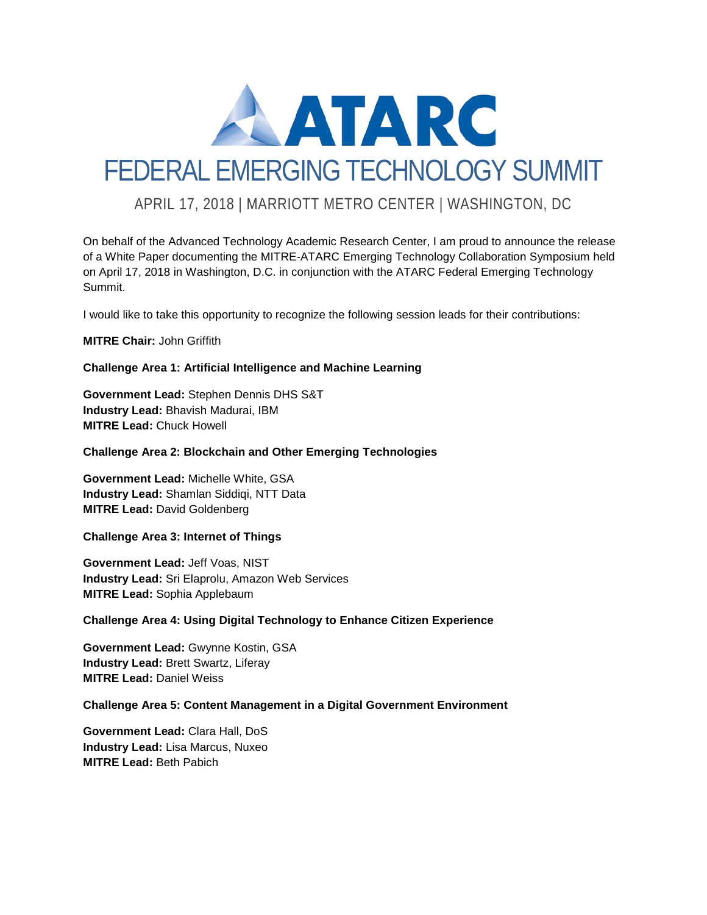# ATARC

# FEDERAL EMERGING TECHNOLOGY SUMMIT

APRIL 17, 2018 | MARRIOTT METRO CENTER | WASHINGTON, DC

On behalf of the Advanced Technology Academic Research Center, I am proud to announce the release of a White Paper documenting the MITRE-ATARC Emerging Technology Collaboration Symposium held on April 17, 2018 in Washington, D.C. in conjunction with the ATARC Federal Emerging Technology Summit.

I would like to take this opportunity to recognize the following session leads for their contributions:

**MITRE Chair:** John Griffith

**Challenge Area 1: Artificial Intelligence and Machine Learning**

**Government Lead:** Stephen Dennis DHS S&T
**Industry Lead:** Bhavish Madurai, IBM
**MITRE Lead:** Chuck Howell

**Challenge Area 2: Blockchain and Other Emerging Technologies**

**Government Lead:** Michelle White, GSA
**Industry Lead:** Shamlan Siddiqi, NTT Data
**MITRE Lead:** David Goldenberg

**Challenge Area 3: Internet of Things**

**Government Lead:** Jeff Voas, NIST
**Industry Lead:** Sri Elaprolu, Amazon Web Services
**MITRE Lead:** Sophia Applebaum

**Challenge Area 4: Using Digital Technology to Enhance Citizen Experience**

**Government Lead:** Gwynne Kostin, GSA
**Industry Lead:** Brett Swartz, Liferay
**MITRE Lead:** Daniel Weiss

**Challenge Area 5: Content Management in a Digital Government Environment**

**Government Lead:** Clara Hall, DoS
**Industry Lead:** Lisa Marcus, Nuxeo
**MITRE Lead:** Beth Pabich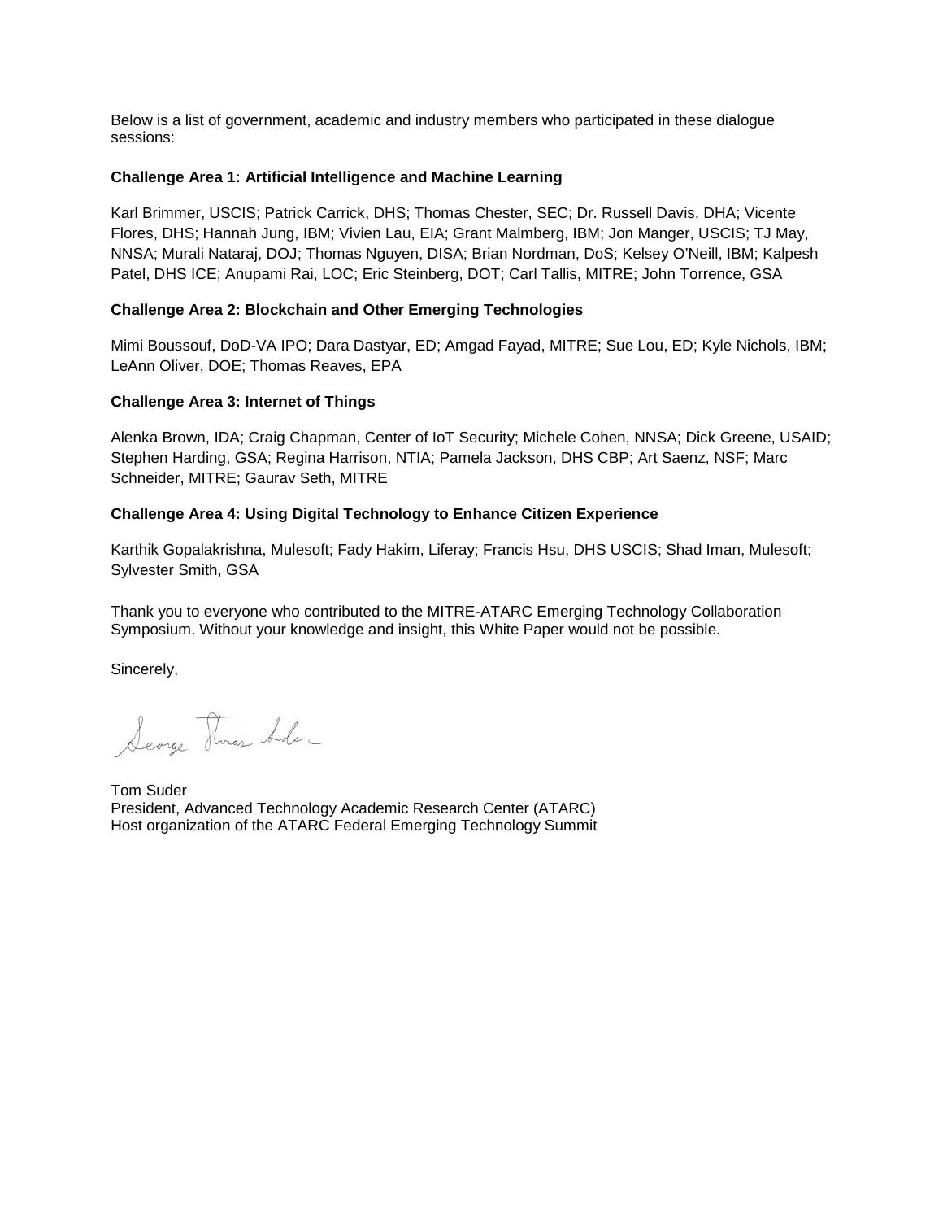Below is a list of government, academic and industry members who participated in these dialogue sessions:

**Challenge Area 1: Artificial Intelligence and Machine Learning**

Karl Brimmer, USCIS; Patrick Carrick, DHS; Thomas Chester, SEC; Dr. Russell Davis, DHA; Vicente Flores, DHS; Hannah Jung, IBM; Vivien Lau, EIA; Grant Malmberg, IBM; Jon Manger, USCIS; TJ May, NNSA; Murali Nataraj, DOJ; Thomas Nguyen, DISA; Brian Nordman, DoS; Kelsey O'Neill, IBM; Kalpesh Patel, DHS ICE; Anupami Rai, LOC; Eric Steinberg, DOT; Carl Tallis, MITRE; John Torrence, GSA

**Challenge Area 2: Blockchain and Other Emerging Technologies**

Mimi Boussouf, DoD-VA IPO; Dara Dastyar, ED; Amgad Fayad, MITRE; Sue Lou, ED; Kyle Nichols, IBM; LeAnn Oliver, DOE; Thomas Reaves, EPA

**Challenge Area 3: Internet of Things**

Alenka Brown, IDA; Craig Chapman, Center of IoT Security; Michele Cohen, NNSA; Dick Greene, USAID; Stephen Harding, GSA; Regina Harrison, NTIA; Pamela Jackson, DHS CBP; Art Saenz, NSF; Marc Schneider, MITRE; Gaurav Seth, MITRE

**Challenge Area 4: Using Digital Technology to Enhance Citizen Experience**

Karthik Gopalakrishna, Mulesoft; Fady Hakim, Liferay; Francis Hsu, DHS USCIS; Shad Iman, Mulesoft; Sylvester Smith, GSA

Thank you to everyone who contributed to the MITRE-ATARC Emerging Technology Collaboration Symposium. Without your knowledge and insight, this White Paper would not be possible.

Sincerely,

Tom Suder
President, Advanced Technology Academic Research Center (ATARC)
Host organization of the ATARC Federal Emerging Technology Summit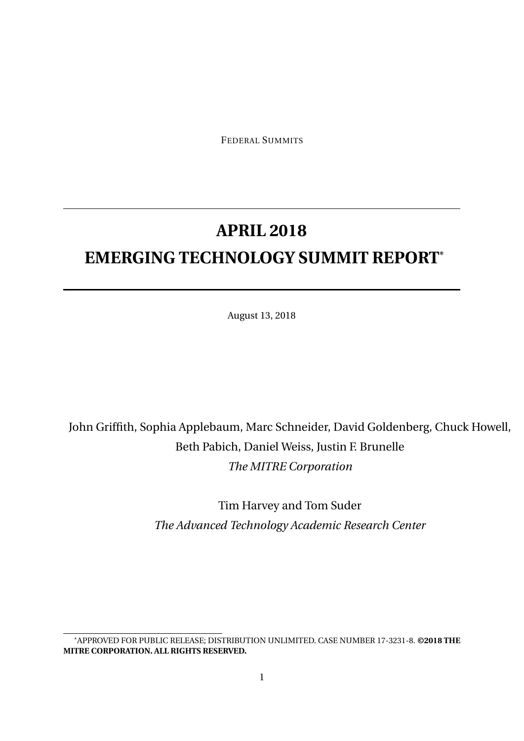FEDERAL SUMMITS

# APRIL 2018
# EMERGING TECHNOLOGY SUMMIT REPORT*

August 13, 2018

John Griffith, Sophia Applebaum, Marc Schneider, David Goldenberg, Chuck Howell, Beth Pabich, Daniel Weiss, Justin F. Brunelle

*The MITRE Corporation*

Tim Harvey and Tom Suder

*The Advanced Technology Academic Research Center*

*APPROVED FOR PUBLIC RELEASE; DISTRIBUTION UNLIMITED. CASE NUMBER 17-3231-8. **©2018 THE MITRE CORPORATION. ALL RIGHTS RESERVED.**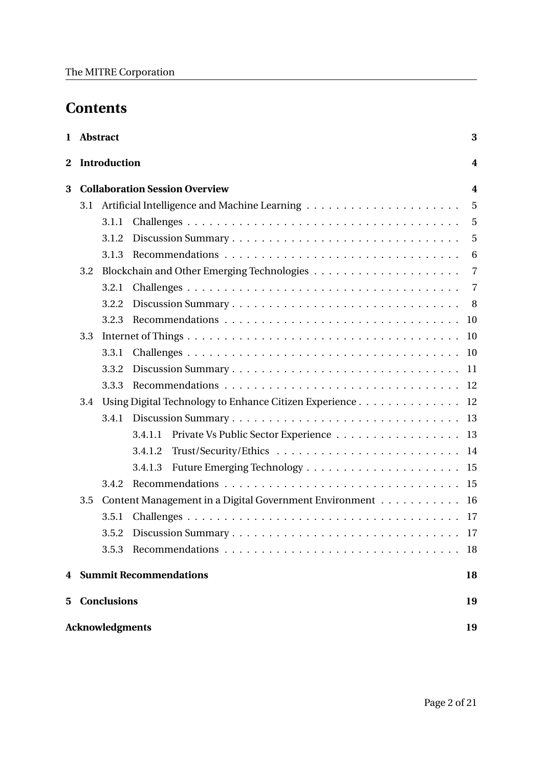# Contents

**1 Abstract** **3**

**2 Introduction** **4**

**3 Collaboration Session Overview** **4**

- 3.1 Artificial Intelligence and Machine Learning . . . . . 5
  - 3.1.1 Challenges . . . . . 5
  - 3.1.2 Discussion Summary . . . . . 5
  - 3.1.3 Recommendations . . . . . 6
- 3.2 Blockchain and Other Emerging Technologies . . . . . 7
  - 3.2.1 Challenges . . . . . 7
  - 3.2.2 Discussion Summary . . . . . 8
  - 3.2.3 Recommendations . . . . . 10
- 3.3 Internet of Things . . . . . 10
  - 3.3.1 Challenges . . . . . 10
  - 3.3.2 Discussion Summary . . . . . 11
  - 3.3.3 Recommendations . . . . . 12
- 3.4 Using Digital Technology to Enhance Citizen Experience . . . . . 12
  - 3.4.1 Discussion Summary . . . . . 13
    - 3.4.1.1 Private Vs Public Sector Experience . . . . . 13
    - 3.4.1.2 Trust/Security/Ethics . . . . . 14
    - 3.4.1.3 Future Emerging Technology . . . . . 15
  - 3.4.2 Recommendations . . . . . 15
- 3.5 Content Management in a Digital Government Environment . . . . . 16
  - 3.5.1 Challenges . . . . . 17
  - 3.5.2 Discussion Summary . . . . . 17
  - 3.5.3 Recommendations . . . . . 18

**4 Summit Recommendations** **18**

**5 Conclusions** **19**

**Acknowledgments** **19**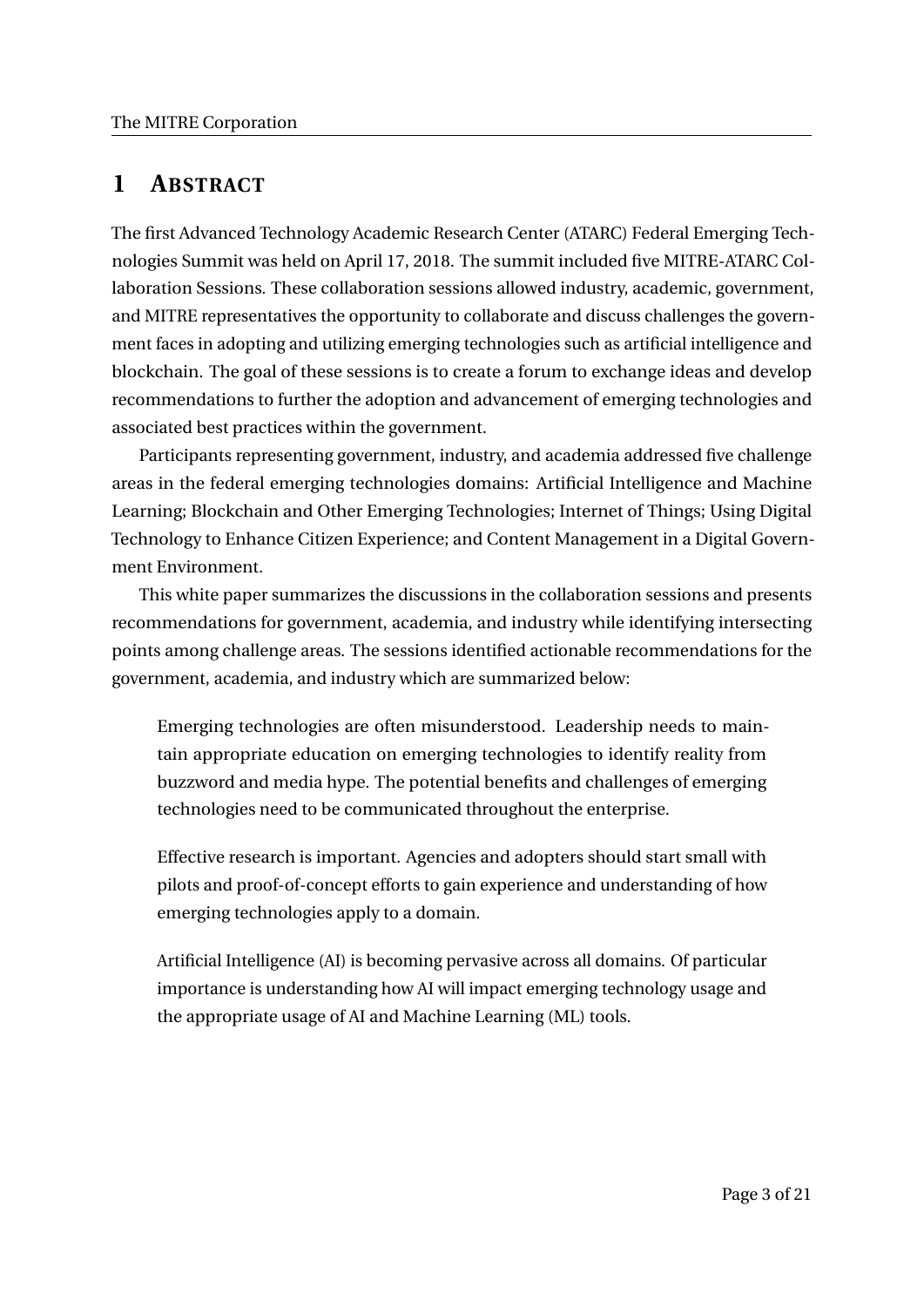# 1 ABSTRACT

The first Advanced Technology Academic Research Center (ATARC) Federal Emerging Technologies Summit was held on April 17, 2018. The summit included five MITRE-ATARC Collaboration Sessions. These collaboration sessions allowed industry, academic, government, and MITRE representatives the opportunity to collaborate and discuss challenges the government faces in adopting and utilizing emerging technologies such as artificial intelligence and blockchain. The goal of these sessions is to create a forum to exchange ideas and develop recommendations to further the adoption and advancement of emerging technologies and associated best practices within the government.

Participants representing government, industry, and academia addressed five challenge areas in the federal emerging technologies domains: Artificial Intelligence and Machine Learning; Blockchain and Other Emerging Technologies; Internet of Things; Using Digital Technology to Enhance Citizen Experience; and Content Management in a Digital Government Environment.

This white paper summarizes the discussions in the collaboration sessions and presents recommendations for government, academia, and industry while identifying intersecting points among challenge areas. The sessions identified actionable recommendations for the government, academia, and industry which are summarized below:

> Emerging technologies are often misunderstood. Leadership needs to maintain appropriate education on emerging technologies to identify reality from buzzword and media hype. The potential benefits and challenges of emerging technologies need to be communicated throughout the enterprise.
>
> Effective research is important. Agencies and adopters should start small with pilots and proof-of-concept efforts to gain experience and understanding of how emerging technologies apply to a domain.
>
> Artificial Intelligence (AI) is becoming pervasive across all domains. Of particular importance is understanding how AI will impact emerging technology usage and the appropriate usage of AI and Machine Learning (ML) tools.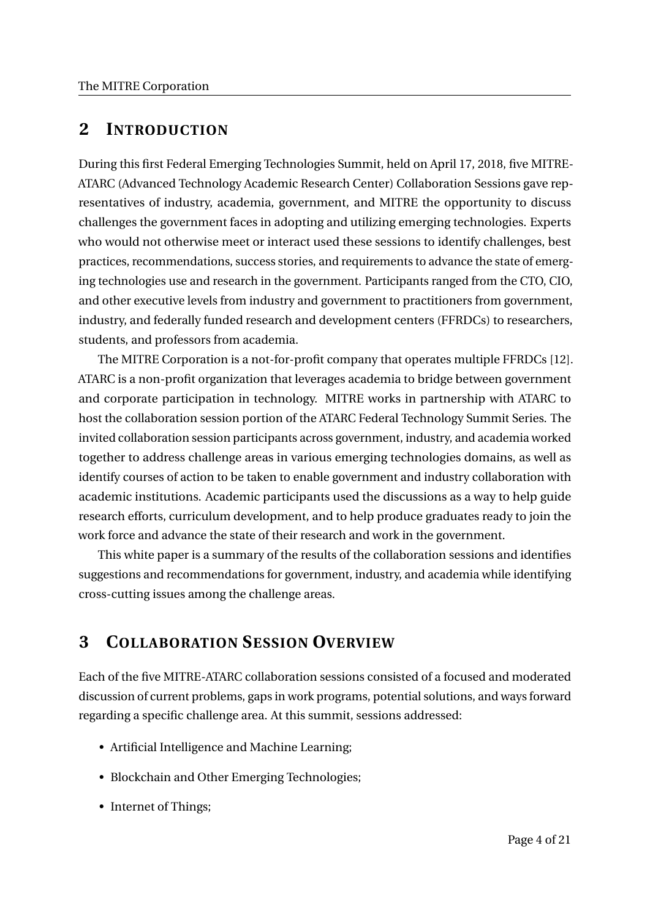## 2 INTRODUCTION

During this first Federal Emerging Technologies Summit, held on April 17, 2018, five MITRE-ATARC (Advanced Technology Academic Research Center) Collaboration Sessions gave representatives of industry, academia, government, and MITRE the opportunity to discuss challenges the government faces in adopting and utilizing emerging technologies. Experts who would not otherwise meet or interact used these sessions to identify challenges, best practices, recommendations, success stories, and requirements to advance the state of emerging technologies use and research in the government. Participants ranged from the CTO, CIO, and other executive levels from industry and government to practitioners from government, industry, and federally funded research and development centers (FFRDCs) to researchers, students, and professors from academia.

The MITRE Corporation is a not-for-profit company that operates multiple FFRDCs [12]. ATARC is a non-profit organization that leverages academia to bridge between government and corporate participation in technology. MITRE works in partnership with ATARC to host the collaboration session portion of the ATARC Federal Technology Summit Series. The invited collaboration session participants across government, industry, and academia worked together to address challenge areas in various emerging technologies domains, as well as identify courses of action to be taken to enable government and industry collaboration with academic institutions. Academic participants used the discussions as a way to help guide research efforts, curriculum development, and to help produce graduates ready to join the work force and advance the state of their research and work in the government.

This white paper is a summary of the results of the collaboration sessions and identifies suggestions and recommendations for government, industry, and academia while identifying cross-cutting issues among the challenge areas.

## 3 COLLABORATION SESSION OVERVIEW

Each of the five MITRE-ATARC collaboration sessions consisted of a focused and moderated discussion of current problems, gaps in work programs, potential solutions, and ways forward regarding a specific challenge area. At this summit, sessions addressed:

- Artificial Intelligence and Machine Learning;
- Blockchain and Other Emerging Technologies;
- Internet of Things;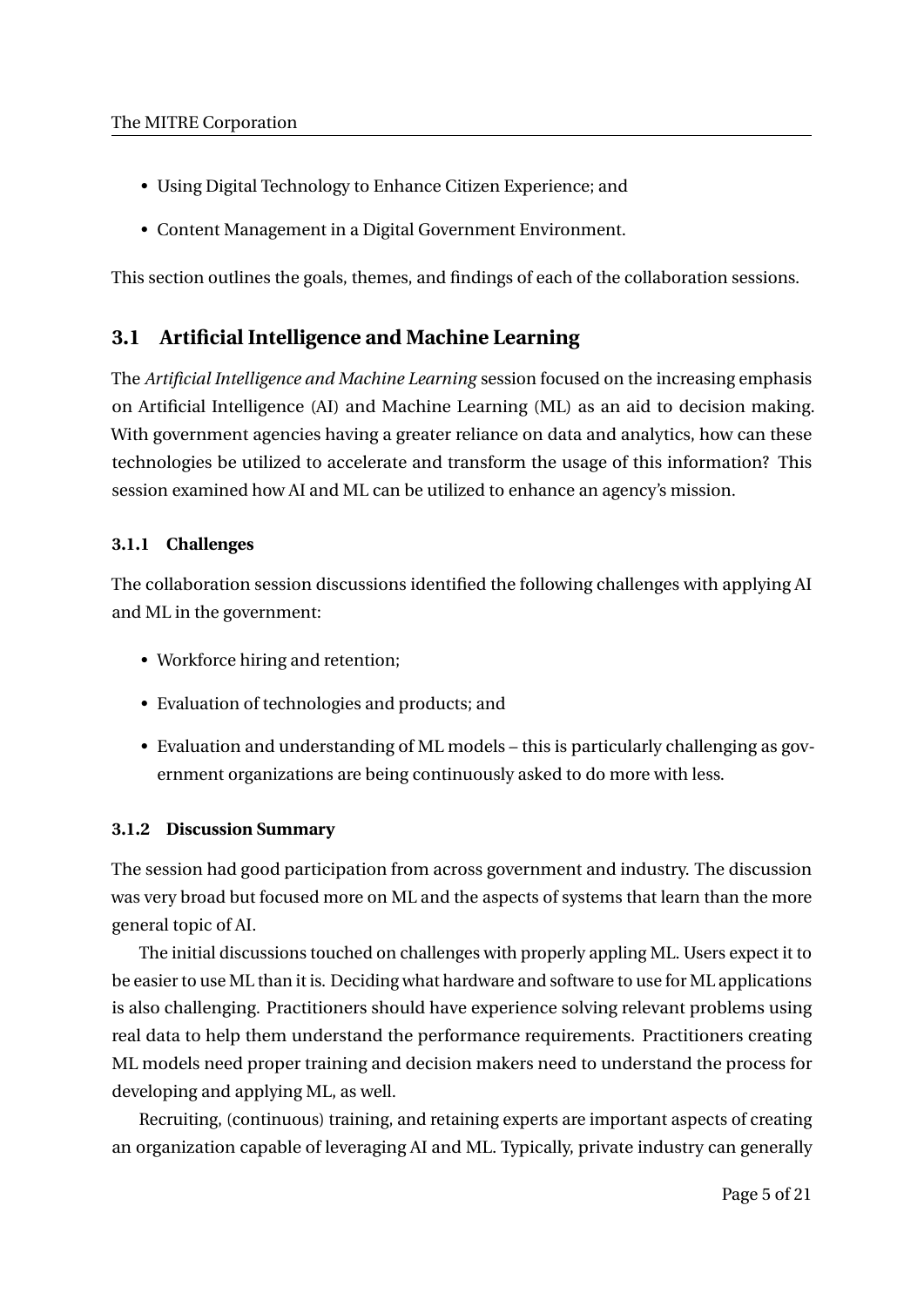- Using Digital Technology to Enhance Citizen Experience; and
- Content Management in a Digital Government Environment.

This section outlines the goals, themes, and findings of each of the collaboration sessions.

## 3.1 Artificial Intelligence and Machine Learning

The *Artificial Intelligence and Machine Learning* session focused on the increasing emphasis on Artificial Intelligence (AI) and Machine Learning (ML) as an aid to decision making. With government agencies having a greater reliance on data and analytics, how can these technologies be utilized to accelerate and transform the usage of this information? This session examined how AI and ML can be utilized to enhance an agency's mission.

### 3.1.1 Challenges

The collaboration session discussions identified the following challenges with applying AI and ML in the government:

- Workforce hiring and retention;
- Evaluation of technologies and products; and
- Evaluation and understanding of ML models – this is particularly challenging as government organizations are being continuously asked to do more with less.

### 3.1.2 Discussion Summary

The session had good participation from across government and industry. The discussion was very broad but focused more on ML and the aspects of systems that learn than the more general topic of AI.

The initial discussions touched on challenges with properly appling ML. Users expect it to be easier to use ML than it is. Deciding what hardware and software to use for ML applications is also challenging. Practitioners should have experience solving relevant problems using real data to help them understand the performance requirements. Practitioners creating ML models need proper training and decision makers need to understand the process for developing and applying ML, as well.

Recruiting, (continuous) training, and retaining experts are important aspects of creating an organization capable of leveraging AI and ML. Typically, private industry can generally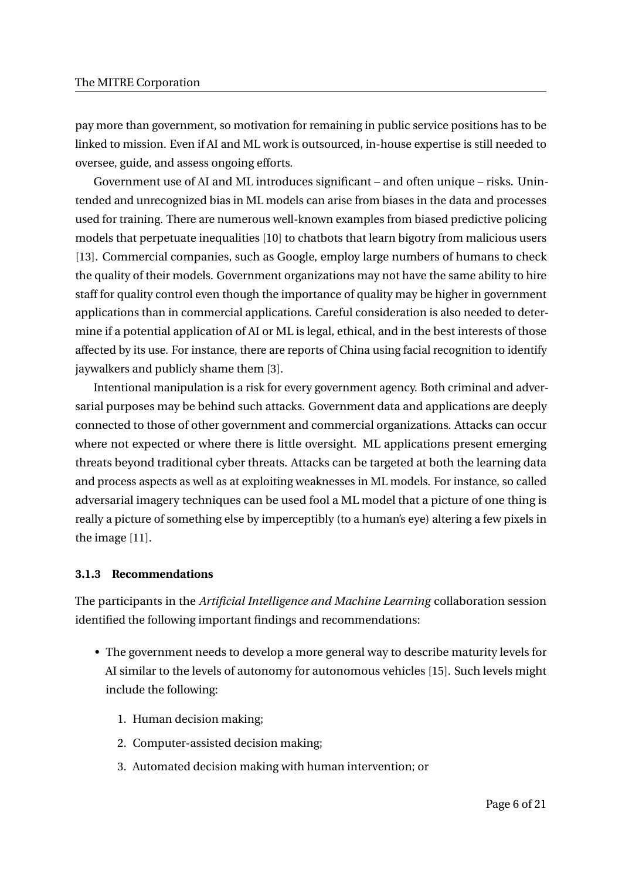pay more than government, so motivation for remaining in public service positions has to be linked to mission. Even if AI and ML work is outsourced, in-house expertise is still needed to oversee, guide, and assess ongoing efforts.

Government use of AI and ML introduces significant – and often unique – risks. Unintended and unrecognized bias in ML models can arise from biases in the data and processes used for training. There are numerous well-known examples from biased predictive policing models that perpetuate inequalities [10] to chatbots that learn bigotry from malicious users [13]. Commercial companies, such as Google, employ large numbers of humans to check the quality of their models. Government organizations may not have the same ability to hire staff for quality control even though the importance of quality may be higher in government applications than in commercial applications. Careful consideration is also needed to determine if a potential application of AI or ML is legal, ethical, and in the best interests of those affected by its use. For instance, there are reports of China using facial recognition to identify jaywalkers and publicly shame them [3].

Intentional manipulation is a risk for every government agency. Both criminal and adversarial purposes may be behind such attacks. Government data and applications are deeply connected to those of other government and commercial organizations. Attacks can occur where not expected or where there is little oversight. ML applications present emerging threats beyond traditional cyber threats. Attacks can be targeted at both the learning data and process aspects as well as at exploiting weaknesses in ML models. For instance, so called adversarial imagery techniques can be used fool a ML model that a picture of one thing is really a picture of something else by imperceptibly (to a human's eye) altering a few pixels in the image [11].

### 3.1.3 Recommendations

The participants in the *Artificial Intelligence and Machine Learning* collaboration session identified the following important findings and recommendations:

- The government needs to develop a more general way to describe maturity levels for AI similar to the levels of autonomy for autonomous vehicles [15]. Such levels might include the following:
  1. Human decision making;
  2. Computer-assisted decision making;
  3. Automated decision making with human intervention; or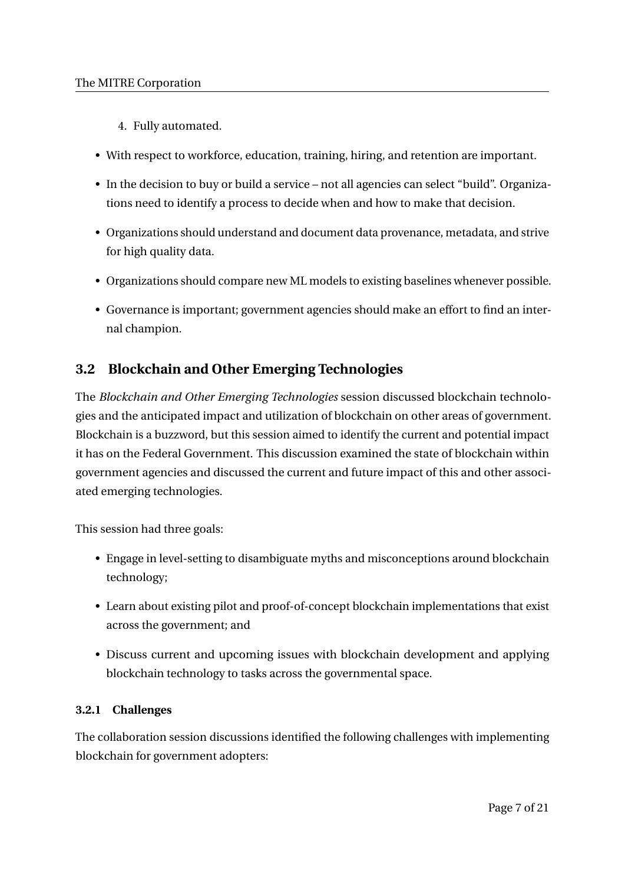4. Fully automated.

- With respect to workforce, education, training, hiring, and retention are important.
- In the decision to buy or build a service – not all agencies can select "build". Organizations need to identify a process to decide when and how to make that decision.
- Organizations should understand and document data provenance, metadata, and strive for high quality data.
- Organizations should compare new ML models to existing baselines whenever possible.
- Governance is important; government agencies should make an effort to find an internal champion.

## 3.2 Blockchain and Other Emerging Technologies

The *Blockchain and Other Emerging Technologies* session discussed blockchain technologies and the anticipated impact and utilization of blockchain on other areas of government. Blockchain is a buzzword, but this session aimed to identify the current and potential impact it has on the Federal Government. This discussion examined the state of blockchain within government agencies and discussed the current and future impact of this and other associated emerging technologies.

This session had three goals:

- Engage in level-setting to disambiguate myths and misconceptions around blockchain technology;
- Learn about existing pilot and proof-of-concept blockchain implementations that exist across the government; and
- Discuss current and upcoming issues with blockchain development and applying blockchain technology to tasks across the governmental space.

### 3.2.1 Challenges

The collaboration session discussions identified the following challenges with implementing blockchain for government adopters: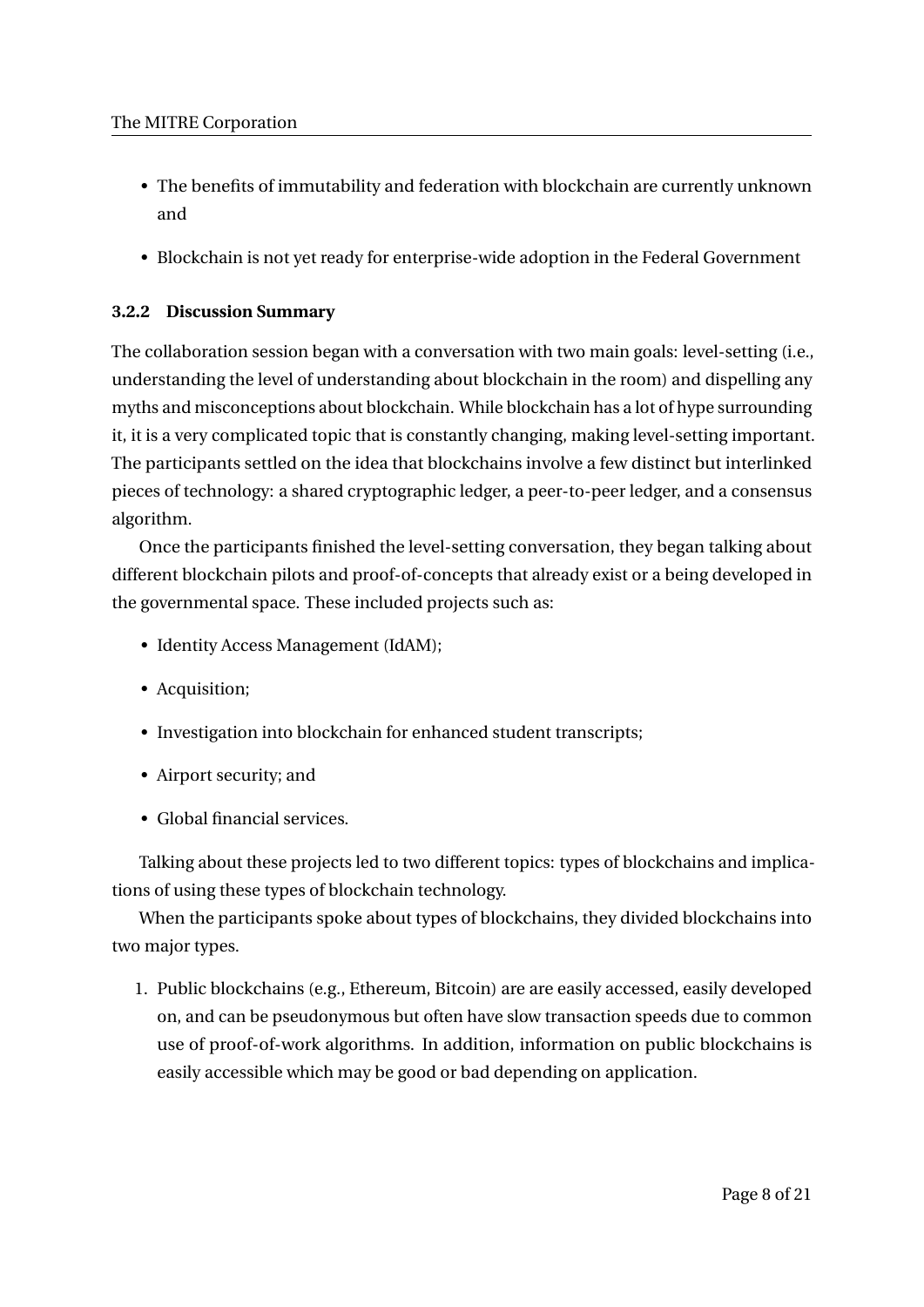- The benefits of immutability and federation with blockchain are currently unknown and
- Blockchain is not yet ready for enterprise-wide adoption in the Federal Government

### 3.2.2 Discussion Summary

The collaboration session began with a conversation with two main goals: level-setting (i.e., understanding the level of understanding about blockchain in the room) and dispelling any myths and misconceptions about blockchain. While blockchain has a lot of hype surrounding it, it is a very complicated topic that is constantly changing, making level-setting important. The participants settled on the idea that blockchains involve a few distinct but interlinked pieces of technology: a shared cryptographic ledger, a peer-to-peer ledger, and a consensus algorithm.

Once the participants finished the level-setting conversation, they began talking about different blockchain pilots and proof-of-concepts that already exist or a being developed in the governmental space. These included projects such as:

- Identity Access Management (IdAM);
- Acquisition;
- Investigation into blockchain for enhanced student transcripts;
- Airport security; and
- Global financial services.

Talking about these projects led to two different topics: types of blockchains and implications of using these types of blockchain technology.

When the participants spoke about types of blockchains, they divided blockchains into two major types.

1. Public blockchains (e.g., Ethereum, Bitcoin) are are easily accessed, easily developed on, and can be pseudonymous but often have slow transaction speeds due to common use of proof-of-work algorithms. In addition, information on public blockchains is easily accessible which may be good or bad depending on application.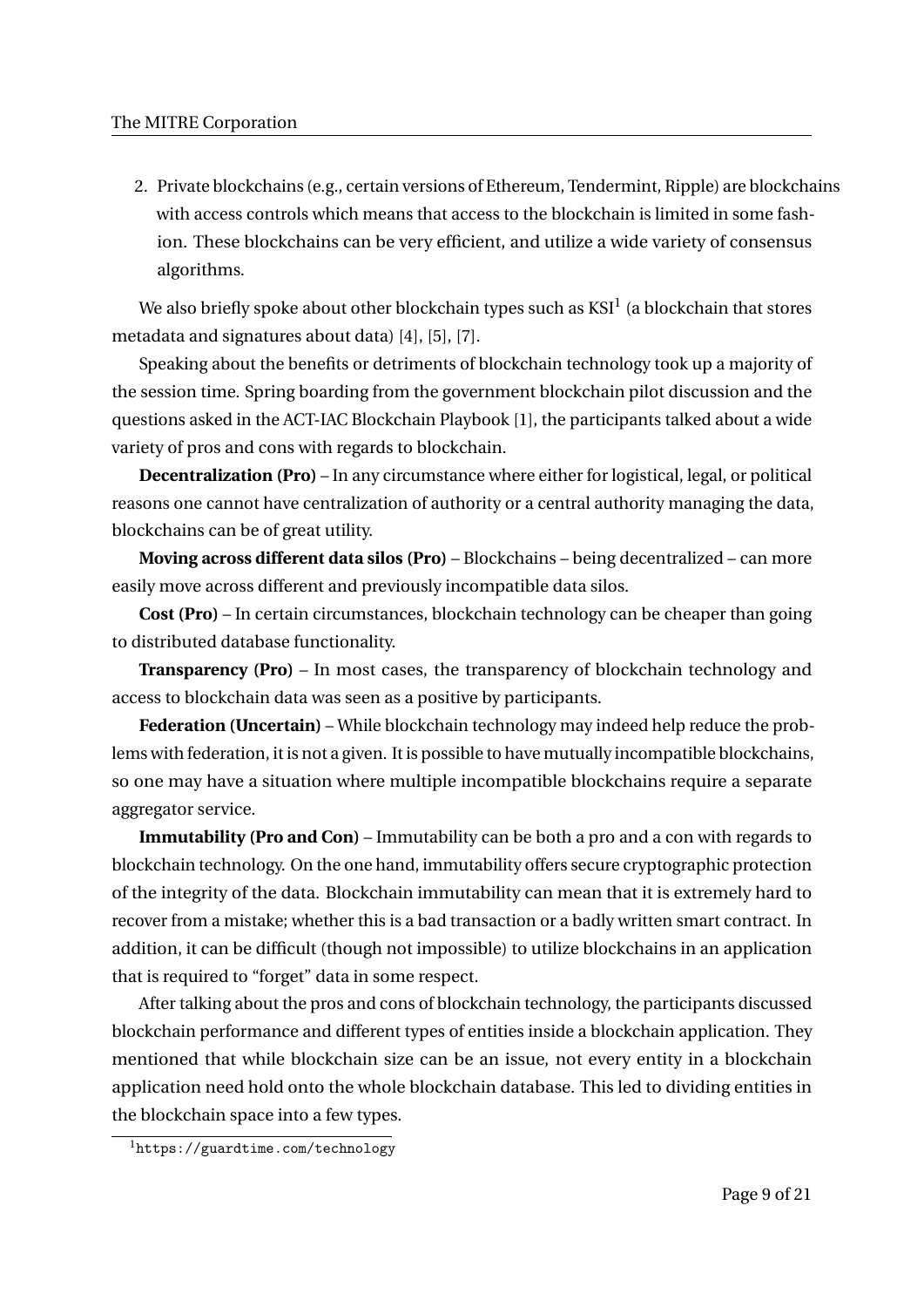2. Private blockchains (e.g., certain versions of Ethereum, Tendermint, Ripple) are blockchains with access controls which means that access to the blockchain is limited in some fashion. These blockchains can be very efficient, and utilize a wide variety of consensus algorithms.

We also briefly spoke about other blockchain types such as KSI[1] (a blockchain that stores metadata and signatures about data) [4], [5], [7].

Speaking about the benefits or detriments of blockchain technology took up a majority of the session time. Spring boarding from the government blockchain pilot discussion and the questions asked in the ACT-IAC Blockchain Playbook [1], the participants talked about a wide variety of pros and cons with regards to blockchain.

**Decentralization (Pro)** – In any circumstance where either for logistical, legal, or political reasons one cannot have centralization of authority or a central authority managing the data, blockchains can be of great utility.

**Moving across different data silos (Pro)** – Blockchains – being decentralized – can more easily move across different and previously incompatible data silos.

**Cost (Pro)** – In certain circumstances, blockchain technology can be cheaper than going to distributed database functionality.

**Transparency (Pro)** – In most cases, the transparency of blockchain technology and access to blockchain data was seen as a positive by participants.

**Federation (Uncertain)** – While blockchain technology may indeed help reduce the problems with federation, it is not a given. It is possible to have mutually incompatible blockchains, so one may have a situation where multiple incompatible blockchains require a separate aggregator service.

**Immutability (Pro and Con)** – Immutability can be both a pro and a con with regards to blockchain technology. On the one hand, immutability offers secure cryptographic protection of the integrity of the data. Blockchain immutability can mean that it is extremely hard to recover from a mistake; whether this is a bad transaction or a badly written smart contract. In addition, it can be difficult (though not impossible) to utilize blockchains in an application that is required to "forget" data in some respect.

After talking about the pros and cons of blockchain technology, the participants discussed blockchain performance and different types of entities inside a blockchain application. They mentioned that while blockchain size can be an issue, not every entity in a blockchain application need hold onto the whole blockchain database. This led to dividing entities in the blockchain space into a few types.

[1] https://guardtime.com/technology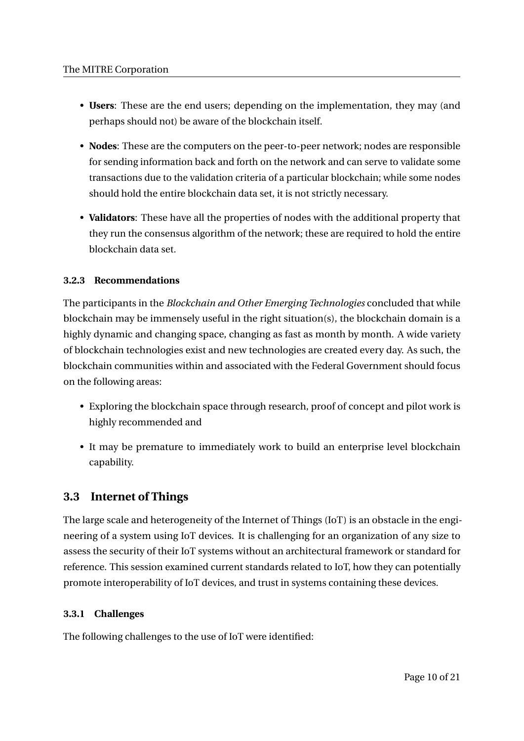- **Users**: These are the end users; depending on the implementation, they may (and perhaps should not) be aware of the blockchain itself.
- **Nodes**: These are the computers on the peer-to-peer network; nodes are responsible for sending information back and forth on the network and can serve to validate some transactions due to the validation criteria of a particular blockchain; while some nodes should hold the entire blockchain data set, it is not strictly necessary.
- **Validators**: These have all the properties of nodes with the additional property that they run the consensus algorithm of the network; these are required to hold the entire blockchain data set.

#### 3.2.3 Recommendations

The participants in the *Blockchain and Other Emerging Technologies* concluded that while blockchain may be immensely useful in the right situation(s), the blockchain domain is a highly dynamic and changing space, changing as fast as month by month. A wide variety of blockchain technologies exist and new technologies are created every day. As such, the blockchain communities within and associated with the Federal Government should focus on the following areas:

- Exploring the blockchain space through research, proof of concept and pilot work is highly recommended and
- It may be premature to immediately work to build an enterprise level blockchain capability.

### 3.3 Internet of Things

The large scale and heterogeneity of the Internet of Things (IoT) is an obstacle in the engineering of a system using IoT devices. It is challenging for an organization of any size to assess the security of their IoT systems without an architectural framework or standard for reference. This session examined current standards related to IoT, how they can potentially promote interoperability of IoT devices, and trust in systems containing these devices.

#### 3.3.1 Challenges

The following challenges to the use of IoT were identified: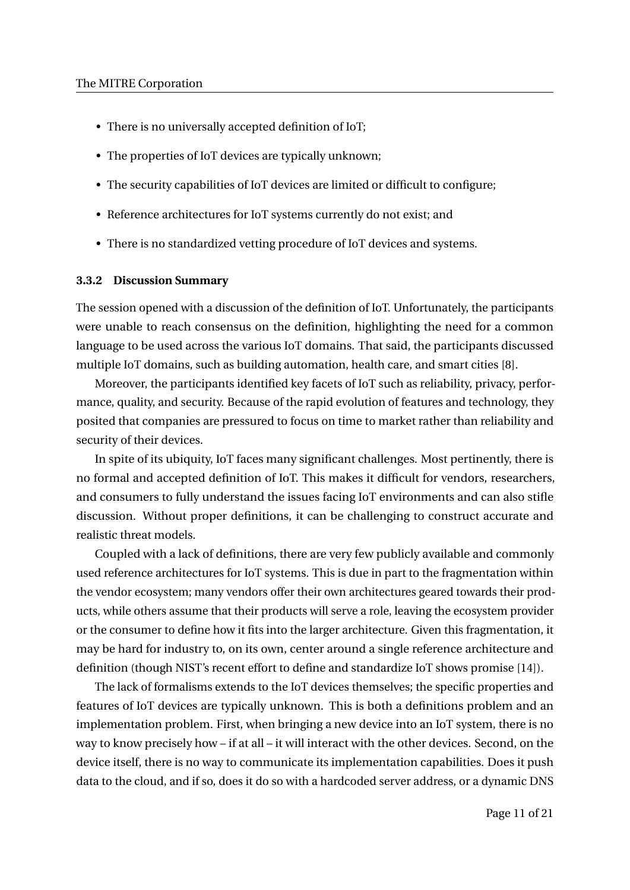- There is no universally accepted definition of IoT;
- The properties of IoT devices are typically unknown;
- The security capabilities of IoT devices are limited or difficult to configure;
- Reference architectures for IoT systems currently do not exist; and
- There is no standardized vetting procedure of IoT devices and systems.

#### 3.3.2 Discussion Summary

The session opened with a discussion of the definition of IoT. Unfortunately, the participants were unable to reach consensus on the definition, highlighting the need for a common language to be used across the various IoT domains. That said, the participants discussed multiple IoT domains, such as building automation, health care, and smart cities [8].

Moreover, the participants identified key facets of IoT such as reliability, privacy, performance, quality, and security. Because of the rapid evolution of features and technology, they posited that companies are pressured to focus on time to market rather than reliability and security of their devices.

In spite of its ubiquity, IoT faces many significant challenges. Most pertinently, there is no formal and accepted definition of IoT. This makes it difficult for vendors, researchers, and consumers to fully understand the issues facing IoT environments and can also stifle discussion. Without proper definitions, it can be challenging to construct accurate and realistic threat models.

Coupled with a lack of definitions, there are very few publicly available and commonly used reference architectures for IoT systems. This is due in part to the fragmentation within the vendor ecosystem; many vendors offer their own architectures geared towards their products, while others assume that their products will serve a role, leaving the ecosystem provider or the consumer to define how it fits into the larger architecture. Given this fragmentation, it may be hard for industry to, on its own, center around a single reference architecture and definition (though NIST's recent effort to define and standardize IoT shows promise [14]).

The lack of formalisms extends to the IoT devices themselves; the specific properties and features of IoT devices are typically unknown. This is both a definitions problem and an implementation problem. First, when bringing a new device into an IoT system, there is no way to know precisely how – if at all – it will interact with the other devices. Second, on the device itself, there is no way to communicate its implementation capabilities. Does it push data to the cloud, and if so, does it do so with a hardcoded server address, or a dynamic DNS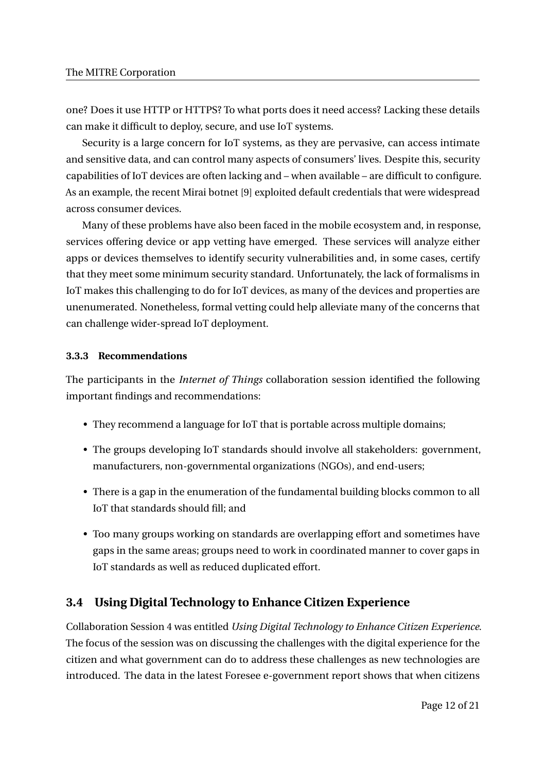one? Does it use HTTP or HTTPS? To what ports does it need access? Lacking these details can make it difficult to deploy, secure, and use IoT systems.

Security is a large concern for IoT systems, as they are pervasive, can access intimate and sensitive data, and can control many aspects of consumers' lives. Despite this, security capabilities of IoT devices are often lacking and – when available – are difficult to configure. As an example, the recent Mirai botnet [9] exploited default credentials that were widespread across consumer devices.

Many of these problems have also been faced in the mobile ecosystem and, in response, services offering device or app vetting have emerged. These services will analyze either apps or devices themselves to identify security vulnerabilities and, in some cases, certify that they meet some minimum security standard. Unfortunately, the lack of formalisms in IoT makes this challenging to do for IoT devices, as many of the devices and properties are unenumerated. Nonetheless, formal vetting could help alleviate many of the concerns that can challenge wider-spread IoT deployment.

#### 3.3.3 Recommendations

The participants in the *Internet of Things* collaboration session identified the following important findings and recommendations:

- They recommend a language for IoT that is portable across multiple domains;
- The groups developing IoT standards should involve all stakeholders: government, manufacturers, non-governmental organizations (NGOs), and end-users;
- There is a gap in the enumeration of the fundamental building blocks common to all IoT that standards should fill; and
- Too many groups working on standards are overlapping effort and sometimes have gaps in the same areas; groups need to work in coordinated manner to cover gaps in IoT standards as well as reduced duplicated effort.

## 3.4 Using Digital Technology to Enhance Citizen Experience

Collaboration Session 4 was entitled *Using Digital Technology to Enhance Citizen Experience*. The focus of the session was on discussing the challenges with the digital experience for the citizen and what government can do to address these challenges as new technologies are introduced. The data in the latest Foresee e-government report shows that when citizens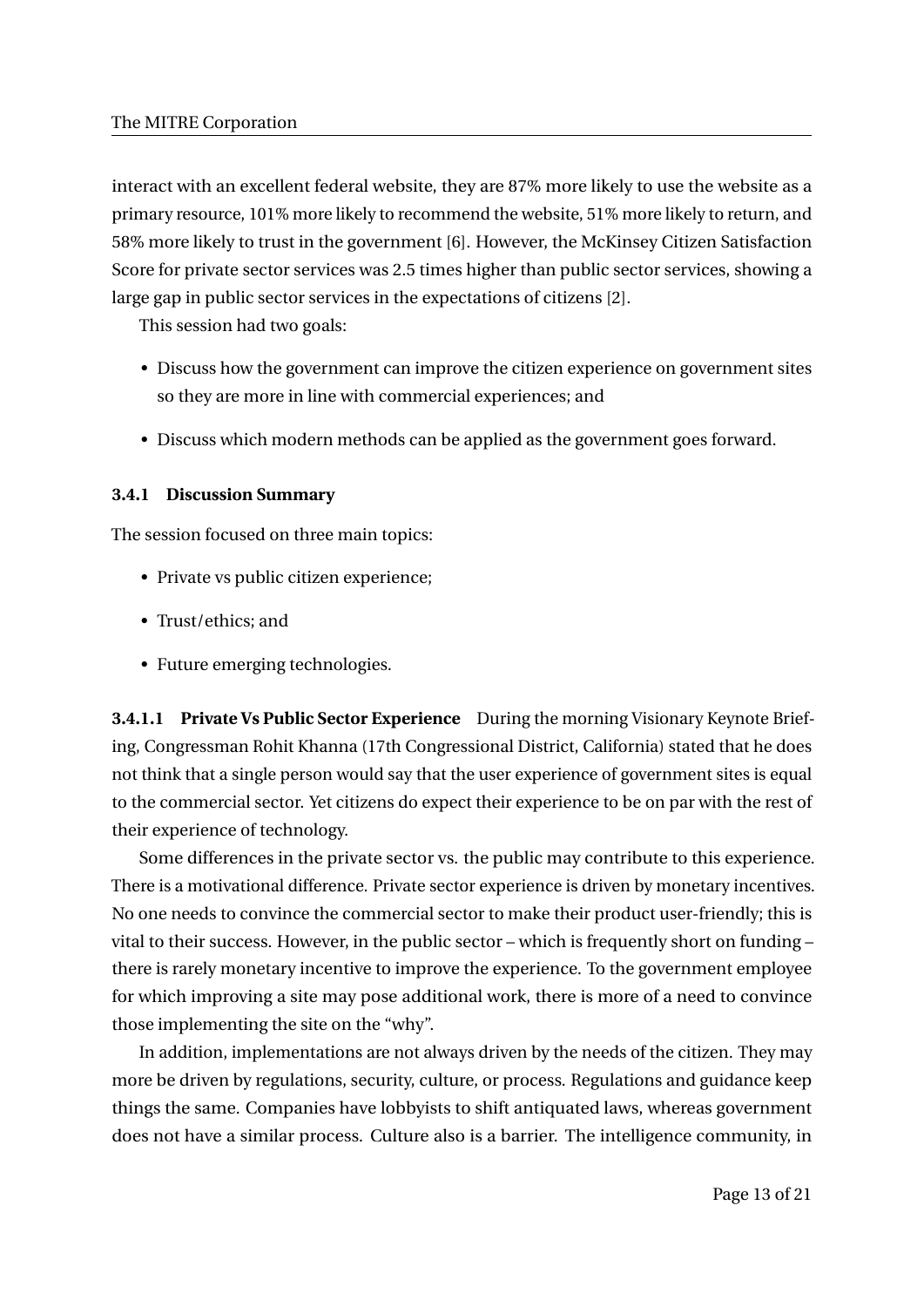interact with an excellent federal website, they are 87% more likely to use the website as a primary resource, 101% more likely to recommend the website, 51% more likely to return, and 58% more likely to trust in the government [6]. However, the McKinsey Citizen Satisfaction Score for private sector services was 2.5 times higher than public sector services, showing a large gap in public sector services in the expectations of citizens [2].

This session had two goals:

- Discuss how the government can improve the citizen experience on government sites so they are more in line with commercial experiences; and
- Discuss which modern methods can be applied as the government goes forward.

#### 3.4.1 Discussion Summary

The session focused on three main topics:

- Private vs public citizen experience;
- Trust/ethics; and
- Future emerging technologies.

**3.4.1.1 Private Vs Public Sector Experience** During the morning Visionary Keynote Briefing, Congressman Rohit Khanna (17th Congressional District, California) stated that he does not think that a single person would say that the user experience of government sites is equal to the commercial sector. Yet citizens do expect their experience to be on par with the rest of their experience of technology.

Some differences in the private sector vs. the public may contribute to this experience. There is a motivational difference. Private sector experience is driven by monetary incentives. No one needs to convince the commercial sector to make their product user-friendly; this is vital to their success. However, in the public sector – which is frequently short on funding – there is rarely monetary incentive to improve the experience. To the government employee for which improving a site may pose additional work, there is more of a need to convince those implementing the site on the "why".

In addition, implementations are not always driven by the needs of the citizen. They may more be driven by regulations, security, culture, or process. Regulations and guidance keep things the same. Companies have lobbyists to shift antiquated laws, whereas government does not have a similar process. Culture also is a barrier. The intelligence community, in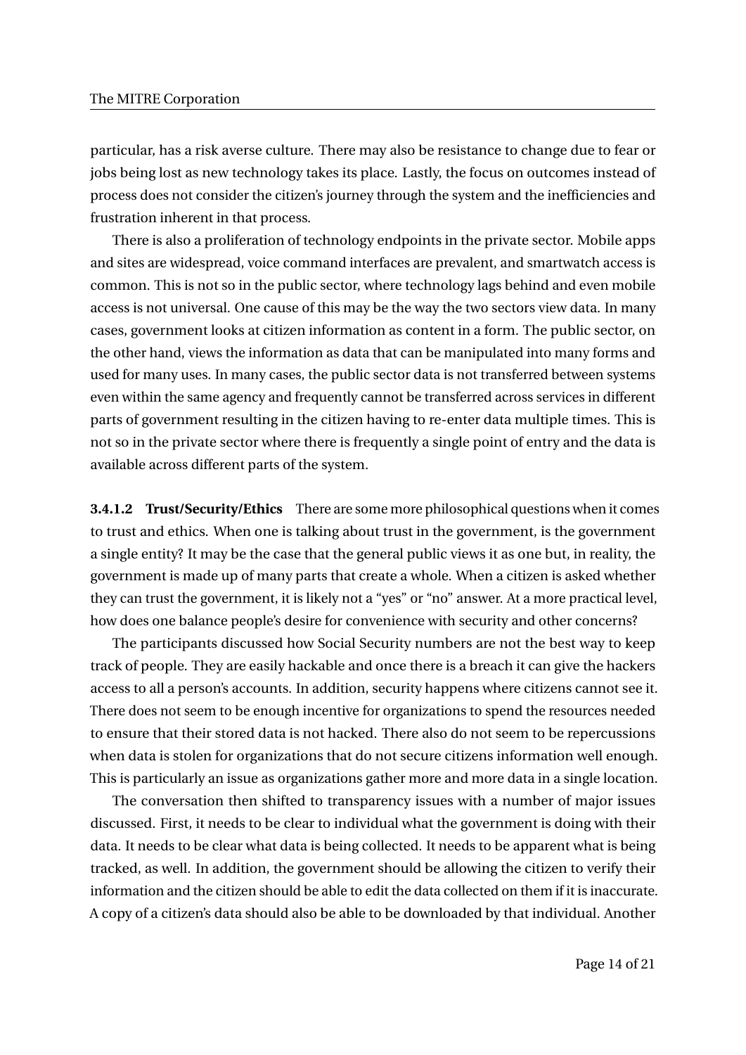particular, has a risk averse culture. There may also be resistance to change due to fear or jobs being lost as new technology takes its place. Lastly, the focus on outcomes instead of process does not consider the citizen's journey through the system and the inefficiencies and frustration inherent in that process.

There is also a proliferation of technology endpoints in the private sector. Mobile apps and sites are widespread, voice command interfaces are prevalent, and smartwatch access is common. This is not so in the public sector, where technology lags behind and even mobile access is not universal. One cause of this may be the way the two sectors view data. In many cases, government looks at citizen information as content in a form. The public sector, on the other hand, views the information as data that can be manipulated into many forms and used for many uses. In many cases, the public sector data is not transferred between systems even within the same agency and frequently cannot be transferred across services in different parts of government resulting in the citizen having to re-enter data multiple times. This is not so in the private sector where there is frequently a single point of entry and the data is available across different parts of the system.

#### 3.4.1.2 Trust/Security/Ethics

There are some more philosophical questions when it comes to trust and ethics. When one is talking about trust in the government, is the government a single entity? It may be the case that the general public views it as one but, in reality, the government is made up of many parts that create a whole. When a citizen is asked whether they can trust the government, it is likely not a "yes" or "no" answer. At a more practical level, how does one balance people's desire for convenience with security and other concerns?

The participants discussed how Social Security numbers are not the best way to keep track of people. They are easily hackable and once there is a breach it can give the hackers access to all a person's accounts. In addition, security happens where citizens cannot see it. There does not seem to be enough incentive for organizations to spend the resources needed to ensure that their stored data is not hacked. There also do not seem to be repercussions when data is stolen for organizations that do not secure citizens information well enough. This is particularly an issue as organizations gather more and more data in a single location.

The conversation then shifted to transparency issues with a number of major issues discussed. First, it needs to be clear to individual what the government is doing with their data. It needs to be clear what data is being collected. It needs to be apparent what is being tracked, as well. In addition, the government should be allowing the citizen to verify their information and the citizen should be able to edit the data collected on them if it is inaccurate. A copy of a citizen's data should also be able to be downloaded by that individual. Another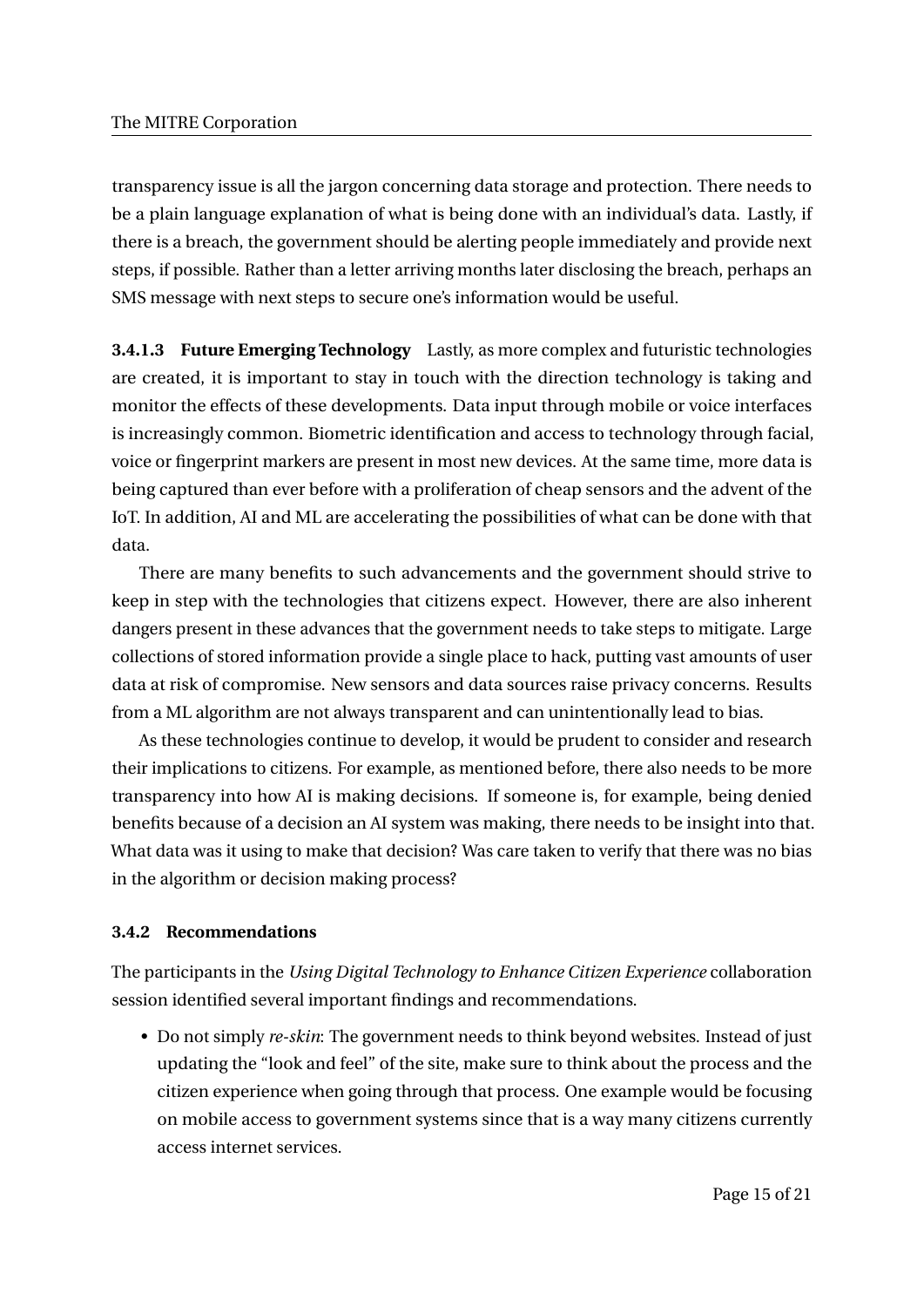transparency issue is all the jargon concerning data storage and protection. There needs to be a plain language explanation of what is being done with an individual's data. Lastly, if there is a breach, the government should be alerting people immediately and provide next steps, if possible. Rather than a letter arriving months later disclosing the breach, perhaps an SMS message with next steps to secure one's information would be useful.

**3.4.1.3 Future Emerging Technology** Lastly, as more complex and futuristic technologies are created, it is important to stay in touch with the direction technology is taking and monitor the effects of these developments. Data input through mobile or voice interfaces is increasingly common. Biometric identification and access to technology through facial, voice or fingerprint markers are present in most new devices. At the same time, more data is being captured than ever before with a proliferation of cheap sensors and the advent of the IoT. In addition, AI and ML are accelerating the possibilities of what can be done with that data.

There are many benefits to such advancements and the government should strive to keep in step with the technologies that citizens expect. However, there are also inherent dangers present in these advances that the government needs to take steps to mitigate. Large collections of stored information provide a single place to hack, putting vast amounts of user data at risk of compromise. New sensors and data sources raise privacy concerns. Results from a ML algorithm are not always transparent and can unintentionally lead to bias.

As these technologies continue to develop, it would be prudent to consider and research their implications to citizens. For example, as mentioned before, there also needs to be more transparency into how AI is making decisions. If someone is, for example, being denied benefits because of a decision an AI system was making, there needs to be insight into that. What data was it using to make that decision? Was care taken to verify that there was no bias in the algorithm or decision making process?

### 3.4.2 Recommendations

The participants in the *Using Digital Technology to Enhance Citizen Experience* collaboration session identified several important findings and recommendations.

- Do not simply *re-skin*: The government needs to think beyond websites. Instead of just updating the "look and feel" of the site, make sure to think about the process and the citizen experience when going through that process. One example would be focusing on mobile access to government systems since that is a way many citizens currently access internet services.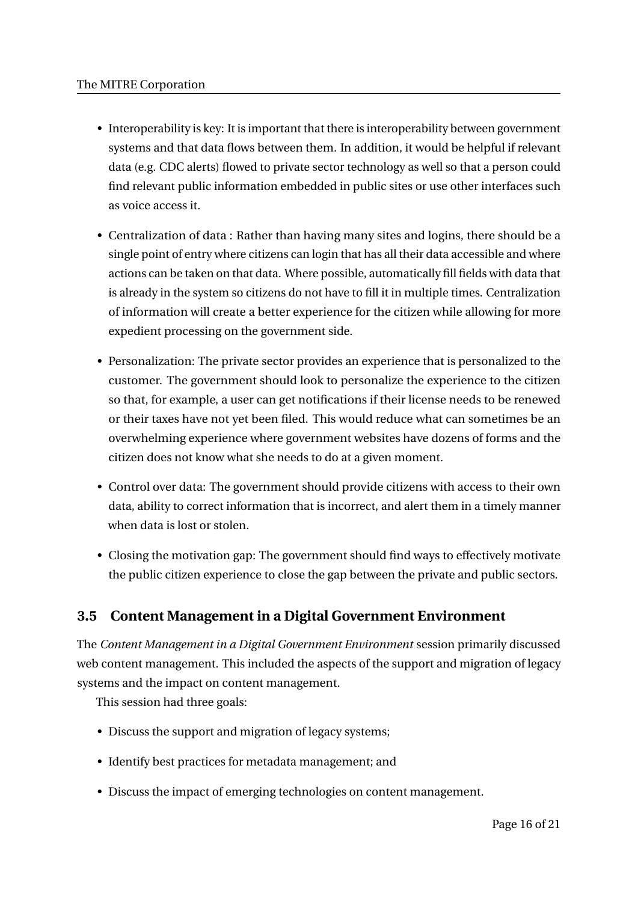- Interoperability is key: It is important that there is interoperability between government systems and that data flows between them. In addition, it would be helpful if relevant data (e.g. CDC alerts) flowed to private sector technology as well so that a person could find relevant public information embedded in public sites or use other interfaces such as voice access it.
- Centralization of data : Rather than having many sites and logins, there should be a single point of entry where citizens can login that has all their data accessible and where actions can be taken on that data. Where possible, automatically fill fields with data that is already in the system so citizens do not have to fill it in multiple times. Centralization of information will create a better experience for the citizen while allowing for more expedient processing on the government side.
- Personalization: The private sector provides an experience that is personalized to the customer. The government should look to personalize the experience to the citizen so that, for example, a user can get notifications if their license needs to be renewed or their taxes have not yet been filed. This would reduce what can sometimes be an overwhelming experience where government websites have dozens of forms and the citizen does not know what she needs to do at a given moment.
- Control over data: The government should provide citizens with access to their own data, ability to correct information that is incorrect, and alert them in a timely manner when data is lost or stolen.
- Closing the motivation gap: The government should find ways to effectively motivate the public citizen experience to close the gap between the private and public sectors.

## 3.5 Content Management in a Digital Government Environment

The *Content Management in a Digital Government Environment* session primarily discussed web content management. This included the aspects of the support and migration of legacy systems and the impact on content management.

This session had three goals:

- Discuss the support and migration of legacy systems;
- Identify best practices for metadata management; and
- Discuss the impact of emerging technologies on content management.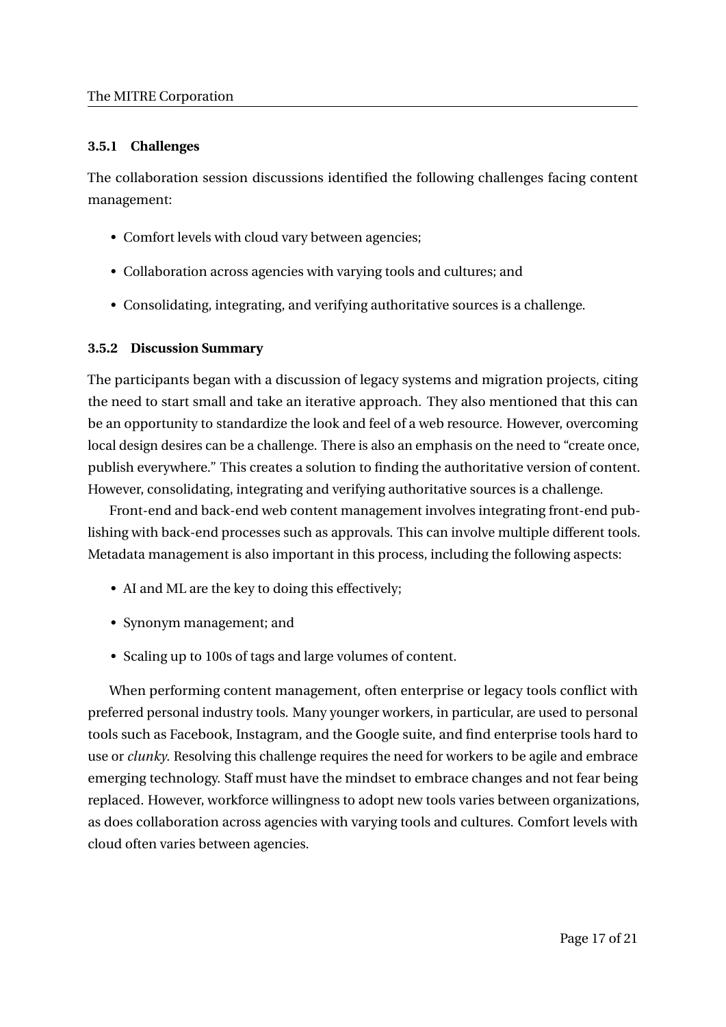#### 3.5.1 Challenges

The collaboration session discussions identified the following challenges facing content management:

- Comfort levels with cloud vary between agencies;
- Collaboration across agencies with varying tools and cultures; and
- Consolidating, integrating, and verifying authoritative sources is a challenge.

#### 3.5.2 Discussion Summary

The participants began with a discussion of legacy systems and migration projects, citing the need to start small and take an iterative approach. They also mentioned that this can be an opportunity to standardize the look and feel of a web resource. However, overcoming local design desires can be a challenge. There is also an emphasis on the need to "create once, publish everywhere." This creates a solution to finding the authoritative version of content. However, consolidating, integrating and verifying authoritative sources is a challenge.

Front-end and back-end web content management involves integrating front-end publishing with back-end processes such as approvals. This can involve multiple different tools. Metadata management is also important in this process, including the following aspects:

- AI and ML are the key to doing this effectively;
- Synonym management; and
- Scaling up to 100s of tags and large volumes of content.

When performing content management, often enterprise or legacy tools conflict with preferred personal industry tools. Many younger workers, in particular, are used to personal tools such as Facebook, Instagram, and the Google suite, and find enterprise tools hard to use or *clunky*. Resolving this challenge requires the need for workers to be agile and embrace emerging technology. Staff must have the mindset to embrace changes and not fear being replaced. However, workforce willingness to adopt new tools varies between organizations, as does collaboration across agencies with varying tools and cultures. Comfort levels with cloud often varies between agencies.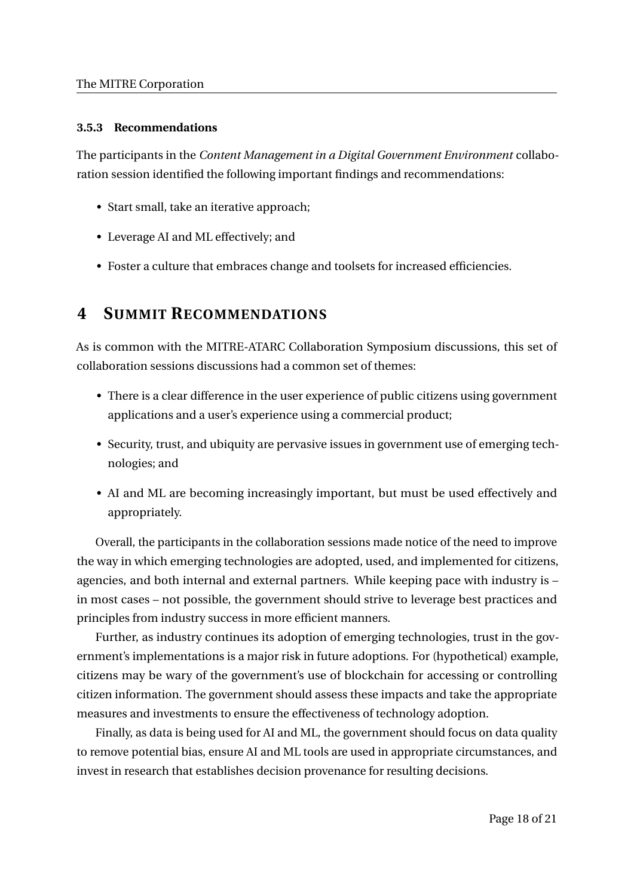#### 3.5.3 Recommendations

The participants in the *Content Management in a Digital Government Environment* collaboration session identified the following important findings and recommendations:

- Start small, take an iterative approach;
- Leverage AI and ML effectively; and
- Foster a culture that embraces change and toolsets for increased efficiencies.

# 4 SUMMIT RECOMMENDATIONS

As is common with the MITRE-ATARC Collaboration Symposium discussions, this set of collaboration sessions discussions had a common set of themes:

- There is a clear difference in the user experience of public citizens using government applications and a user's experience using a commercial product;
- Security, trust, and ubiquity are pervasive issues in government use of emerging technologies; and
- AI and ML are becoming increasingly important, but must be used effectively and appropriately.

Overall, the participants in the collaboration sessions made notice of the need to improve the way in which emerging technologies are adopted, used, and implemented for citizens, agencies, and both internal and external partners. While keeping pace with industry is – in most cases – not possible, the government should strive to leverage best practices and principles from industry success in more efficient manners.

Further, as industry continues its adoption of emerging technologies, trust in the government's implementations is a major risk in future adoptions. For (hypothetical) example, citizens may be wary of the government's use of blockchain for accessing or controlling citizen information. The government should assess these impacts and take the appropriate measures and investments to ensure the effectiveness of technology adoption.

Finally, as data is being used for AI and ML, the government should focus on data quality to remove potential bias, ensure AI and ML tools are used in appropriate circumstances, and invest in research that establishes decision provenance for resulting decisions.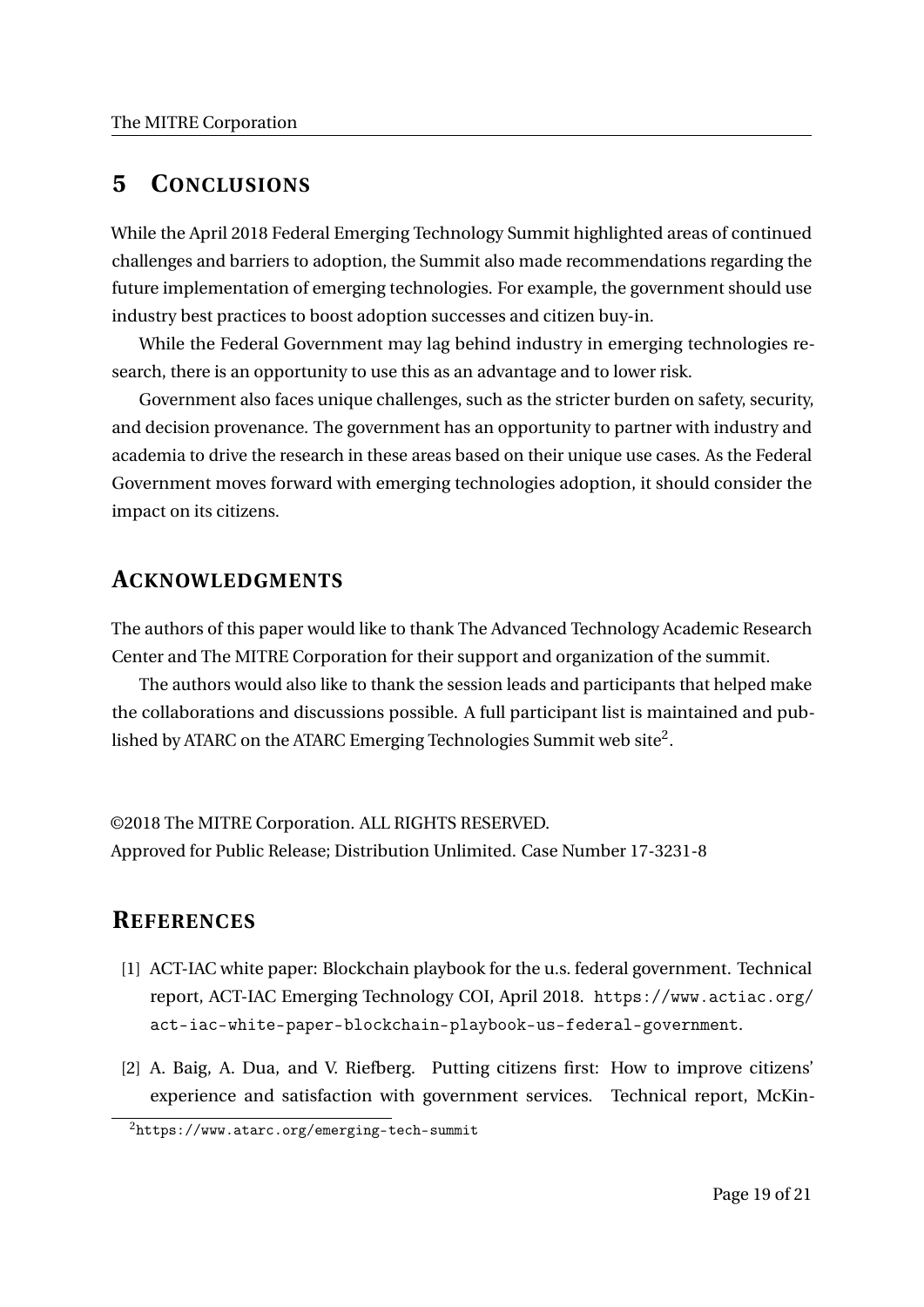# 5 CONCLUSIONS

While the April 2018 Federal Emerging Technology Summit highlighted areas of continued challenges and barriers to adoption, the Summit also made recommendations regarding the future implementation of emerging technologies. For example, the government should use industry best practices to boost adoption successes and citizen buy-in.

While the Federal Government may lag behind industry in emerging technologies research, there is an opportunity to use this as an advantage and to lower risk.

Government also faces unique challenges, such as the stricter burden on safety, security, and decision provenance. The government has an opportunity to partner with industry and academia to drive the research in these areas based on their unique use cases. As the Federal Government moves forward with emerging technologies adoption, it should consider the impact on its citizens.

# ACKNOWLEDGMENTS

The authors of this paper would like to thank The Advanced Technology Academic Research Center and The MITRE Corporation for their support and organization of the summit.

The authors would also like to thank the session leads and participants that helped make the collaborations and discussions possible. A full participant list is maintained and published by ATARC on the ATARC Emerging Technologies Summit web site[2].

©2018 The MITRE Corporation. ALL RIGHTS RESERVED.
Approved for Public Release; Distribution Unlimited. Case Number 17-3231-8

# REFERENCES

[1] ACT-IAC white paper: Blockchain playbook for the u.s. federal government. Technical report, ACT-IAC Emerging Technology COI, April 2018. https://www.actiac.org/act-iac-white-paper-blockchain-playbook-us-federal-government.

[2] A. Baig, A. Dua, and V. Riefberg. Putting citizens first: How to improve citizens' experience and satisfaction with government services. Technical report, McKin-

[2] https://www.atarc.org/emerging-tech-summit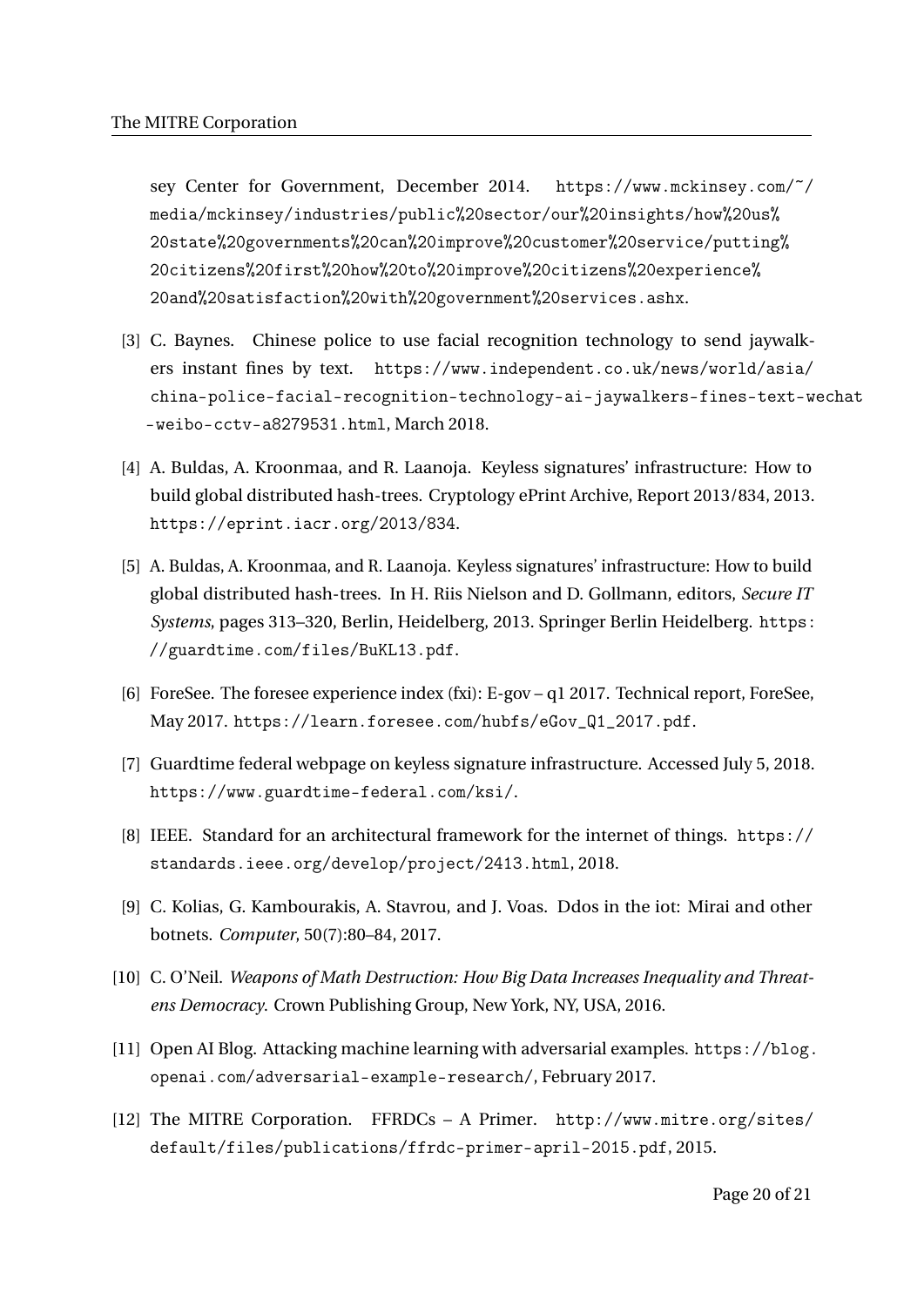sey Center for Government, December 2014. https://www.mckinsey.com/~/media/mckinsey/industries/public%20sector/our%20insights/how%20us%20state%20governments%20can%20improve%20customer%20service/putting%20citizens%20first%20how%20to%20improve%20citizens%20experience%20and%20satisfaction%20with%20government%20services.ashx.

[3] C. Baynes. Chinese police to use facial recognition technology to send jaywalkers instant fines by text. https://www.independent.co.uk/news/world/asia/china-police-facial-recognition-technology-ai-jaywalkers-fines-text-wechat-weibo-cctv-a8279531.html, March 2018.

[4] A. Buldas, A. Kroonmaa, and R. Laanoja. Keyless signatures' infrastructure: How to build global distributed hash-trees. Cryptology ePrint Archive, Report 2013/834, 2013. https://eprint.iacr.org/2013/834.

[5] A. Buldas, A. Kroonmaa, and R. Laanoja. Keyless signatures' infrastructure: How to build global distributed hash-trees. In H. Riis Nielson and D. Gollmann, editors, *Secure IT Systems*, pages 313–320, Berlin, Heidelberg, 2013. Springer Berlin Heidelberg. https://guardtime.com/files/BuKL13.pdf.

[6] ForeSee. The foresee experience index (fxi): E-gov – q1 2017. Technical report, ForeSee, May 2017. https://learn.foresee.com/hubfs/eGov_Q1_2017.pdf.

[7] Guardtime federal webpage on keyless signature infrastructure. Accessed July 5, 2018. https://www.guardtime-federal.com/ksi/.

[8] IEEE. Standard for an architectural framework for the internet of things. https://standards.ieee.org/develop/project/2413.html, 2018.

[9] C. Kolias, G. Kambourakis, A. Stavrou, and J. Voas. Ddos in the iot: Mirai and other botnets. *Computer*, 50(7):80–84, 2017.

[10] C. O'Neil. *Weapons of Math Destruction: How Big Data Increases Inequality and Threatens Democracy*. Crown Publishing Group, New York, NY, USA, 2016.

[11] Open AI Blog. Attacking machine learning with adversarial examples. https://blog.openai.com/adversarial-example-research/, February 2017.

[12] The MITRE Corporation. FFRDCs – A Primer. http://www.mitre.org/sites/default/files/publications/ffrdc-primer-april-2015.pdf, 2015.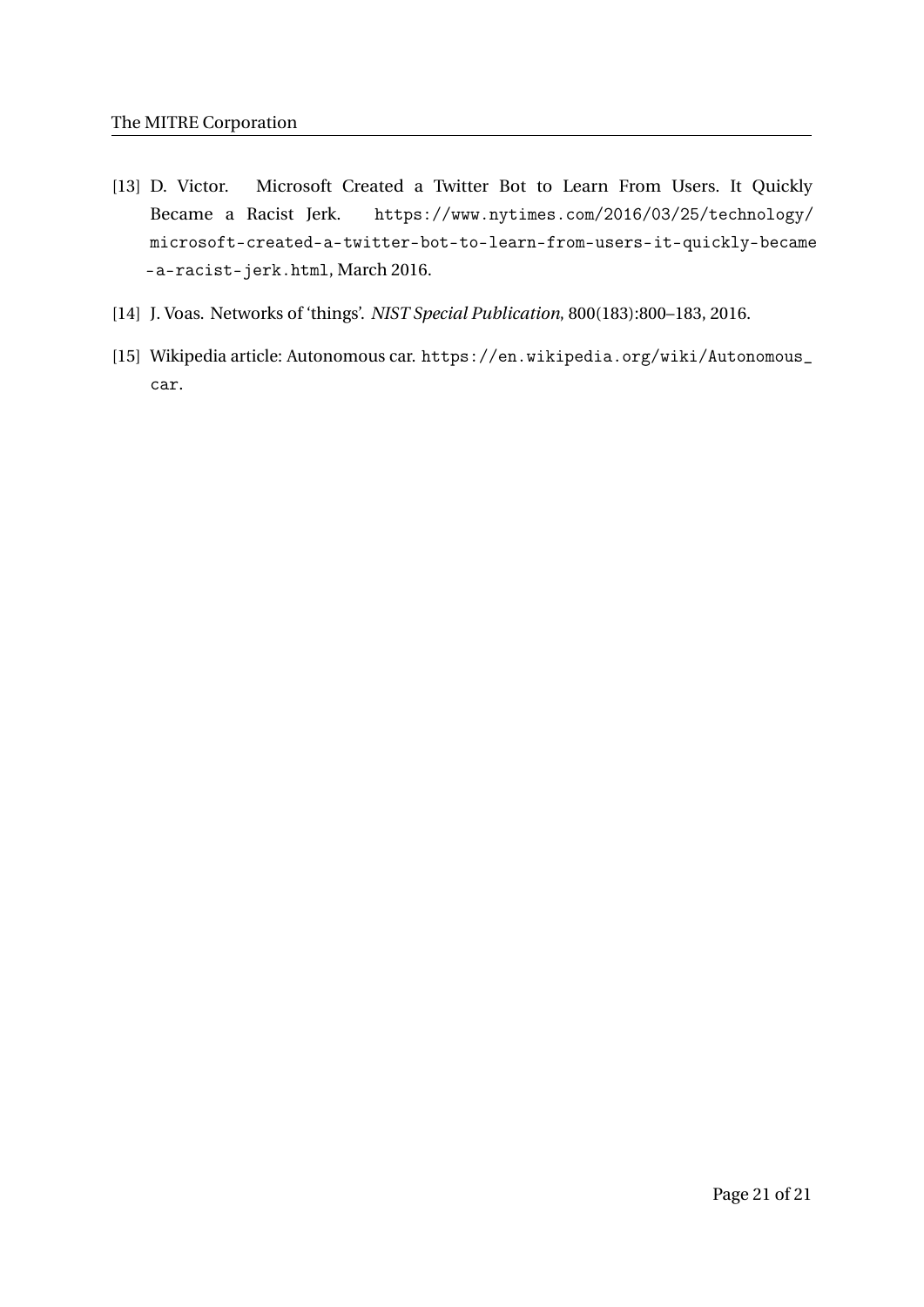[13] D. Victor. Microsoft Created a Twitter Bot to Learn From Users. It Quickly Became a Racist Jerk. https://www.nytimes.com/2016/03/25/technology/microsoft-created-a-twitter-bot-to-learn-from-users-it-quickly-became-a-racist-jerk.html, March 2016.

[14] J. Voas. Networks of 'things'. *NIST Special Publication*, 800(183):800–183, 2016.

[15] Wikipedia article: Autonomous car. https://en.wikipedia.org/wiki/Autonomous_car.